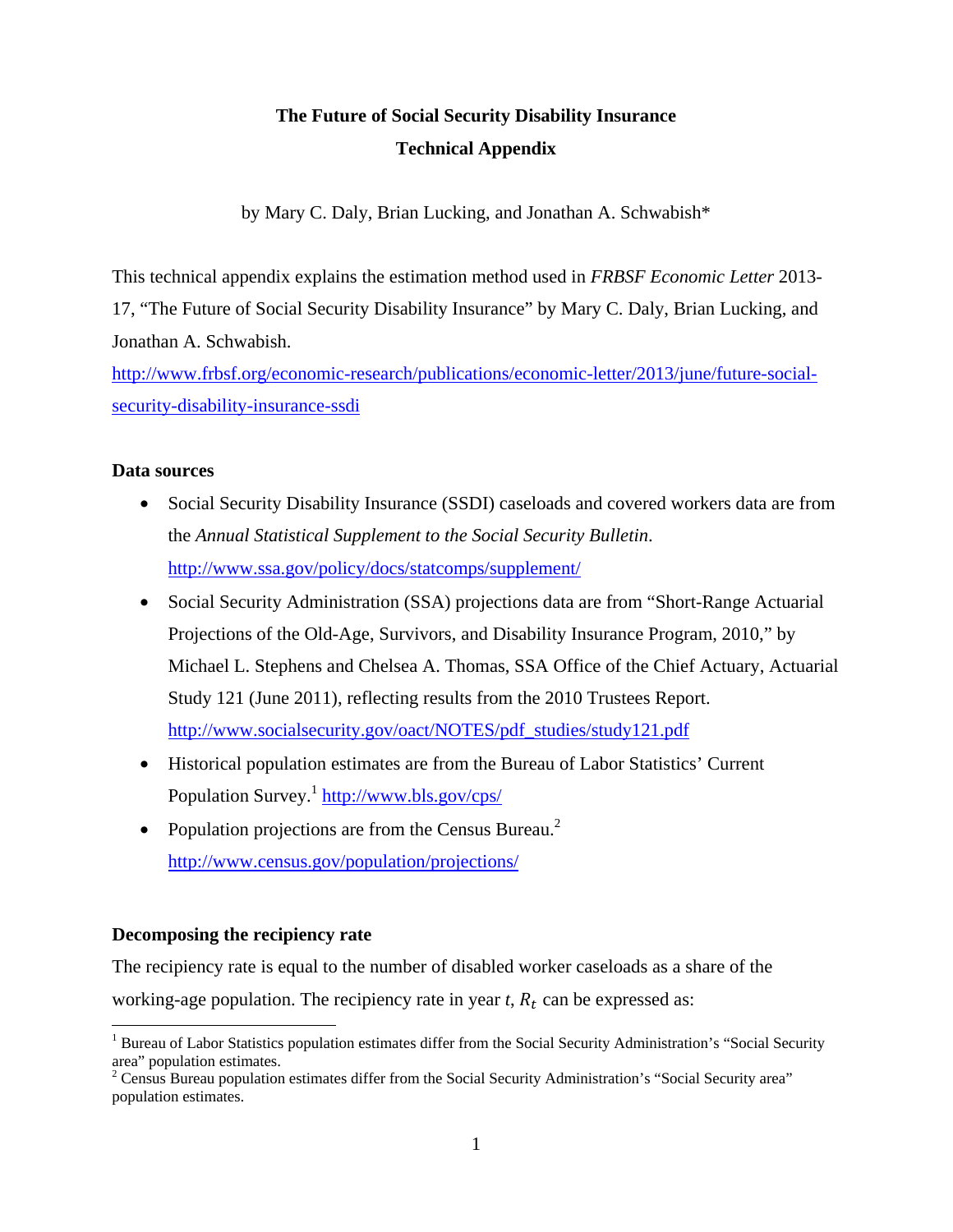# The Future of Social Security Disability Insurance

## Technical Appendix

by Mary C. Daly, Brian Lucking, and Jonathan A. Schwabish*

This technical appendix explains the estimation method used in *FRBSF Economic Letter* 2013-17, "The Future of Social Security Disability Insurance" by Mary C. Daly, Brian Lucking, and Jonathan A. Schwabish.
http://www.frbsf.org/economic-research/publications/economic-letter/2013/june/future-social-security-disability-insurance-ssdi

### Data sources

- Social Security Disability Insurance (SSDI) caseloads and covered workers data are from the *Annual Statistical Supplement to the Social Security Bulletin*.
  http://www.ssa.gov/policy/docs/statcomps/supplement/
- Social Security Administration (SSA) projections data are from "Short-Range Actuarial Projections of the Old-Age, Survivors, and Disability Insurance Program, 2010," by Michael L. Stephens and Chelsea A. Thomas, SSA Office of the Chief Actuary, Actuarial Study 121 (June 2011), reflecting results from the 2010 Trustees Report.
  http://www.socialsecurity.gov/oact/NOTES/pdf_studies/study121.pdf
- Historical population estimates are from the Bureau of Labor Statistics' Current Population Survey.[1] http://www.bls.gov/cps/
- Population projections are from the Census Bureau.[2]
  http://www.census.gov/population/projections/

### Decomposing the recipiency rate

The recipiency rate is equal to the number of disabled worker caseloads as a share of the working-age population. The recipiency rate in year *t*, $R_t$ can be expressed as:

[1] Bureau of Labor Statistics population estimates differ from the Social Security Administration's "Social Security area" population estimates.

[2] Census Bureau population estimates differ from the Social Security Administration's "Social Security area" population estimates.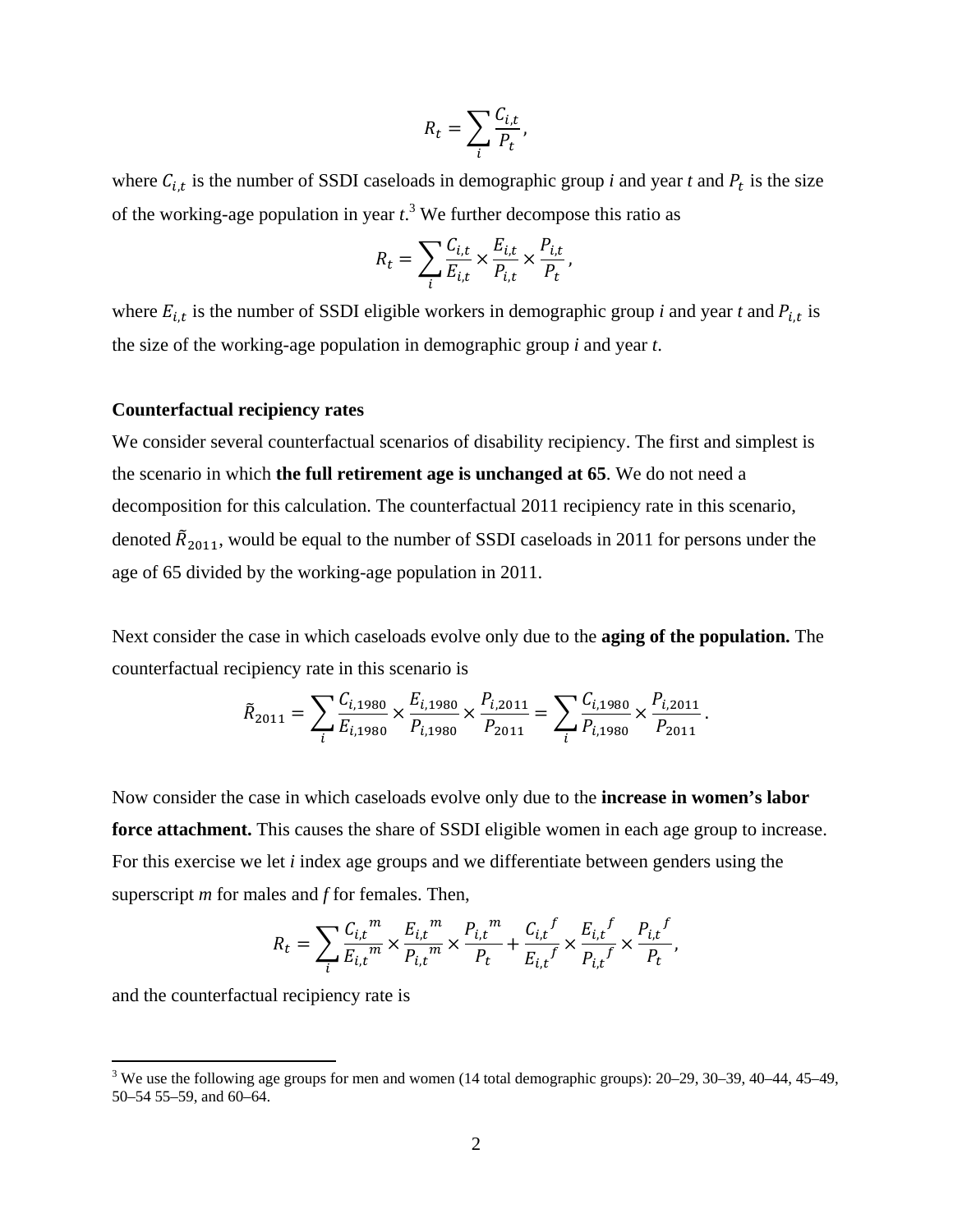$$R_t = \sum_i \frac{C_{i,t}}{P_t},$$

where $C_{i,t}$ is the number of SSDI caseloads in demographic group *i* and year *t* and $P_t$ is the size of the working-age population in year *t*.[3] We further decompose this ratio as

$$R_t = \sum_i \frac{C_{i,t}}{E_{i,t}} \times \frac{E_{i,t}}{P_{i,t}} \times \frac{P_{i,t}}{P_t},$$

where $E_{i,t}$ is the number of SSDI eligible workers in demographic group *i* and year *t* and $P_{i,t}$ is the size of the working-age population in demographic group *i* and year *t*.

**Counterfactual recipiency rates**

We consider several counterfactual scenarios of disability recipiency. The first and simplest is the scenario in which **the full retirement age is unchanged at 65**. We do not need a decomposition for this calculation. The counterfactual 2011 recipiency rate in this scenario, denoted $\tilde{R}_{2011}$, would be equal to the number of SSDI caseloads in 2011 for persons under the age of 65 divided by the working-age population in 2011.

Next consider the case in which caseloads evolve only due to the **aging of the population.** The counterfactual recipiency rate in this scenario is

$$\tilde{R}_{2011} = \sum_i \frac{C_{i,1980}}{E_{i,1980}} \times \frac{E_{i,1980}}{P_{i,1980}} \times \frac{P_{i,2011}}{P_{2011}} = \sum_i \frac{C_{i,1980}}{P_{i,1980}} \times \frac{P_{i,2011}}{P_{2011}}.$$

Now consider the case in which caseloads evolve only due to the **increase in women's labor force attachment.** This causes the share of SSDI eligible women in each age group to increase. For this exercise we let *i* index age groups and we differentiate between genders using the superscript *m* for males and *f* for females. Then,

$$R_t = \sum_i \frac{{C_{i,t}}^m}{{E_{i,t}}^m} \times \frac{{E_{i,t}}^m}{{P_{i,t}}^m} \times \frac{{P_{i,t}}^m}{P_t} + \frac{{C_{i,t}}^f}{{E_{i,t}}^f} \times \frac{{E_{i,t}}^f}{{P_{i,t}}^f} \times \frac{{P_{i,t}}^f}{P_t},$$

and the counterfactual recipiency rate is

---

[3] We use the following age groups for men and women (14 total demographic groups): 20–29, 30–39, 40–44, 45–49, 50–54 55–59, and 60–64.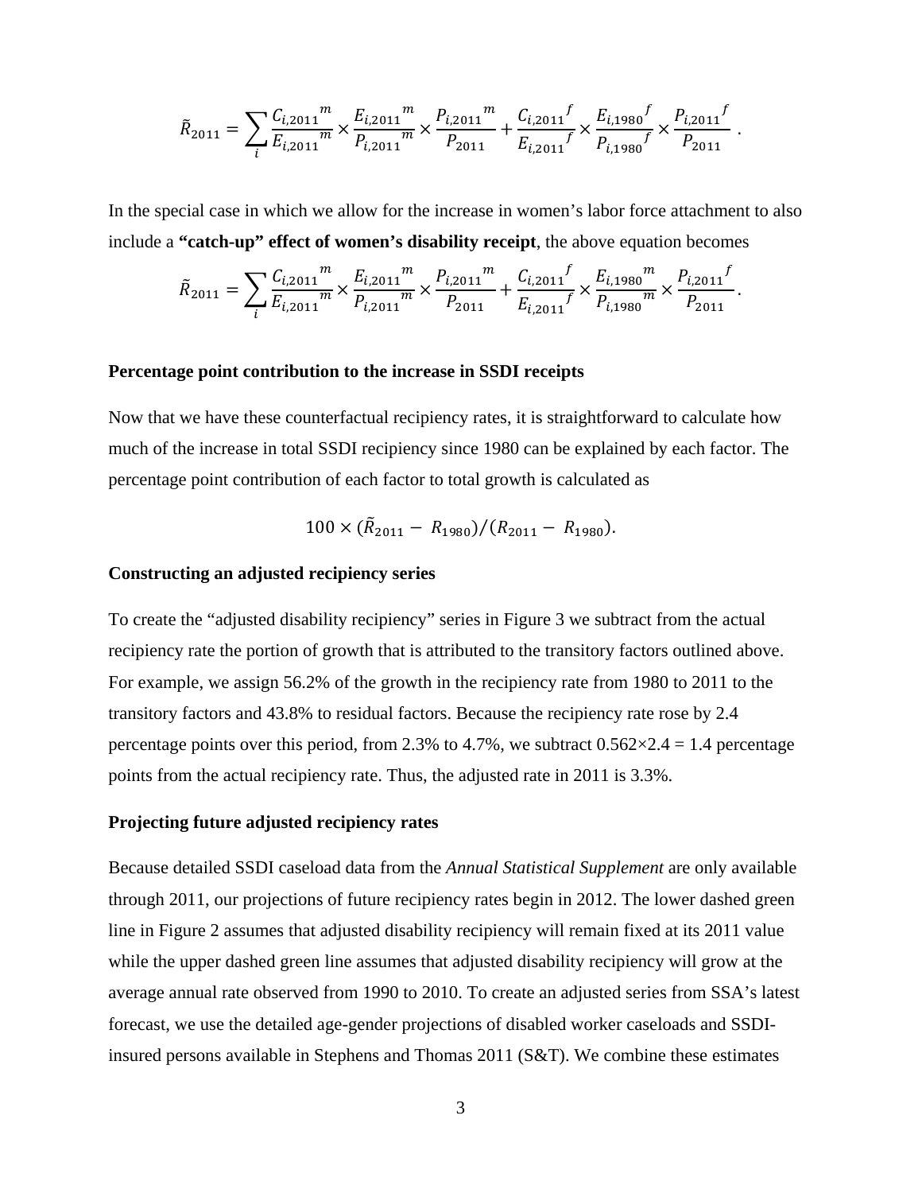$$\tilde{R}_{2011} = \sum_i \frac{C_{i,2011}{}^m}{E_{i,2011}{}^m} \times \frac{E_{i,2011}{}^m}{P_{i,2011}{}^m} \times \frac{P_{i,2011}{}^m}{P_{2011}} + \frac{C_{i,2011}{}^f}{E_{i,2011}{}^f} \times \frac{E_{i,1980}{}^f}{P_{i,1980}{}^f} \times \frac{P_{i,2011}{}^f}{P_{2011}} .$$

In the special case in which we allow for the increase in women's labor force attachment to also include a **"catch-up" effect of women's disability receipt**, the above equation becomes

$$\tilde{R}_{2011} = \sum_i \frac{C_{i,2011}{}^m}{E_{i,2011}{}^m} \times \frac{E_{i,2011}{}^m}{P_{i,2011}{}^m} \times \frac{P_{i,2011}{}^m}{P_{2011}} + \frac{C_{i,2011}{}^f}{E_{i,2011}{}^f} \times \frac{E_{i,1980}{}^m}{P_{i,1980}{}^m} \times \frac{P_{i,2011}{}^f}{P_{2011}} .$$

**Percentage point contribution to the increase in SSDI receipts**

Now that we have these counterfactual recipiency rates, it is straightforward to calculate how much of the increase in total SSDI recipiency since 1980 can be explained by each factor. The percentage point contribution of each factor to total growth is calculated as

$$100 \times (\tilde{R}_{2011} - R_{1980})/(R_{2011} - R_{1980}).$$

**Constructing an adjusted recipiency series**

To create the "adjusted disability recipiency" series in Figure 3 we subtract from the actual recipiency rate the portion of growth that is attributed to the transitory factors outlined above. For example, we assign 56.2% of the growth in the recipiency rate from 1980 to 2011 to the transitory factors and 43.8% to residual factors. Because the recipiency rate rose by 2.4 percentage points over this period, from 2.3% to 4.7%, we subtract $0.562 \times 2.4 = 1.4$ percentage points from the actual recipiency rate. Thus, the adjusted rate in 2011 is 3.3%.

**Projecting future adjusted recipiency rates**

Because detailed SSDI caseload data from the *Annual Statistical Supplement* are only available through 2011, our projections of future recipiency rates begin in 2012. The lower dashed green line in Figure 2 assumes that adjusted disability recipiency will remain fixed at its 2011 value while the upper dashed green line assumes that adjusted disability recipiency will grow at the average annual rate observed from 1990 to 2010. To create an adjusted series from SSA's latest forecast, we use the detailed age-gender projections of disabled worker caseloads and SSDI-insured persons available in Stephens and Thomas 2011 (S&T). We combine these estimates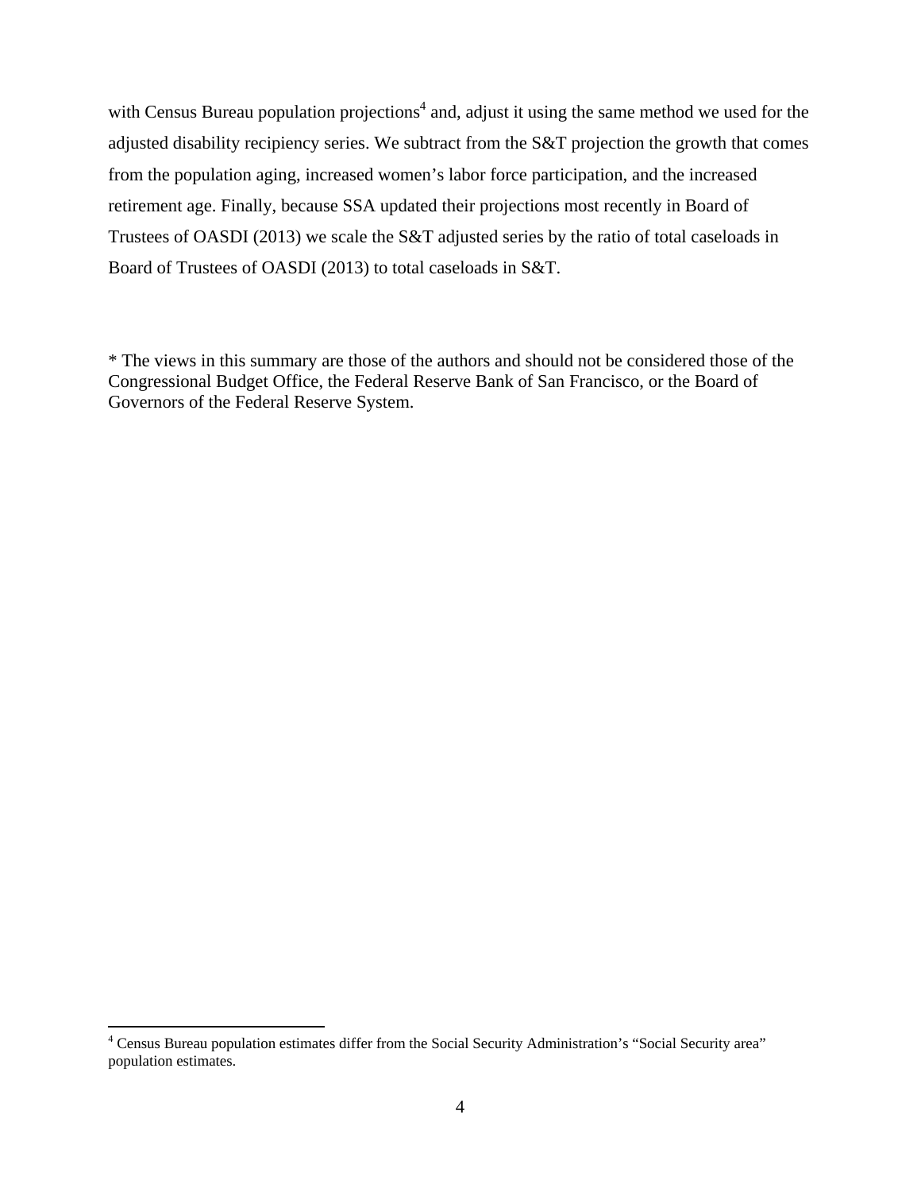with Census Bureau population projections[4] and, adjust it using the same method we used for the adjusted disability recipiency series. We subtract from the S&T projection the growth that comes from the population aging, increased women's labor force participation, and the increased retirement age. Finally, because SSA updated their projections most recently in Board of Trustees of OASDI (2013) we scale the S&T adjusted series by the ratio of total caseloads in Board of Trustees of OASDI (2013) to total caseloads in S&T.

* The views in this summary are those of the authors and should not be considered those of the Congressional Budget Office, the Federal Reserve Bank of San Francisco, or the Board of Governors of the Federal Reserve System.

[4] Census Bureau population estimates differ from the Social Security Administration's "Social Security area" population estimates.